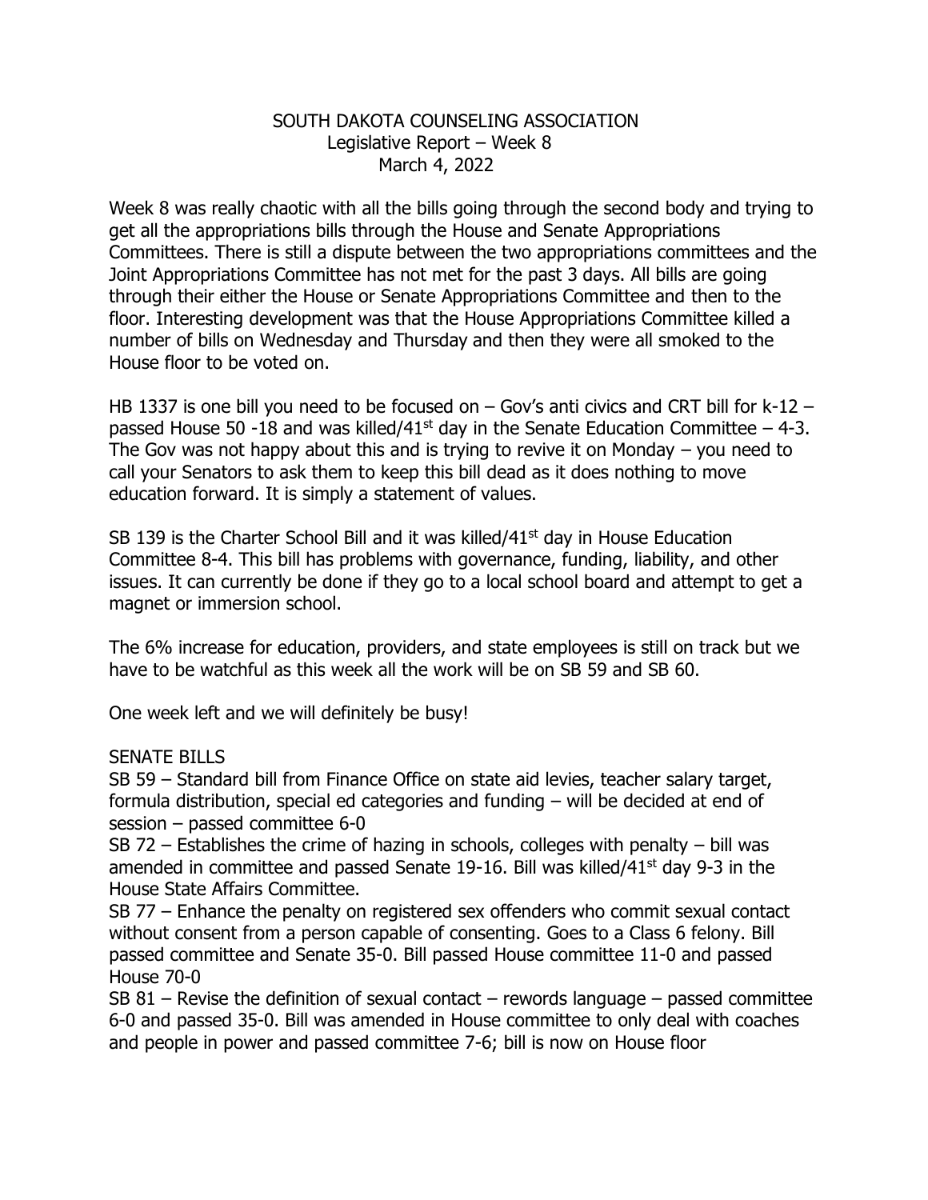SOUTH DAKOTA COUNSELING ASSOCIATION
Legislative Report – Week 8
March 4, 2022

Week 8 was really chaotic with all the bills going through the second body and trying to get all the appropriations bills through the House and Senate Appropriations Committees. There is still a dispute between the two appropriations committees and the Joint Appropriations Committee has not met for the past 3 days. All bills are going through their either the House or Senate Appropriations Committee and then to the floor. Interesting development was that the House Appropriations Committee killed a number of bills on Wednesday and Thursday and then they were all smoked to the House floor to be voted on.

HB 1337 is one bill you need to be focused on – Gov's anti civics and CRT bill for k-12 – passed House 50 -18 and was killed/41st day in the Senate Education Committee – 4-3. The Gov was not happy about this and is trying to revive it on Monday – you need to call your Senators to ask them to keep this bill dead as it does nothing to move education forward. It is simply a statement of values.

SB 139 is the Charter School Bill and it was killed/41st day in House Education Committee 8-4. This bill has problems with governance, funding, liability, and other issues. It can currently be done if they go to a local school board and attempt to get a magnet or immersion school.

The 6% increase for education, providers, and state employees is still on track but we have to be watchful as this week all the work will be on SB 59 and SB 60.

One week left and we will definitely be busy!

SENATE BILLS

SB 59 – Standard bill from Finance Office on state aid levies, teacher salary target, formula distribution, special ed categories and funding – will be decided at end of session – passed committee 6-0

SB 72 – Establishes the crime of hazing in schools, colleges with penalty – bill was amended in committee and passed Senate 19-16. Bill was killed/41st day 9-3 in the House State Affairs Committee.

SB 77 – Enhance the penalty on registered sex offenders who commit sexual contact without consent from a person capable of consenting. Goes to a Class 6 felony. Bill passed committee and Senate 35-0. Bill passed House committee 11-0 and passed House 70-0

SB 81 – Revise the definition of sexual contact – rewords language – passed committee 6-0 and passed 35-0. Bill was amended in House committee to only deal with coaches and people in power and passed committee 7-6; bill is now on House floor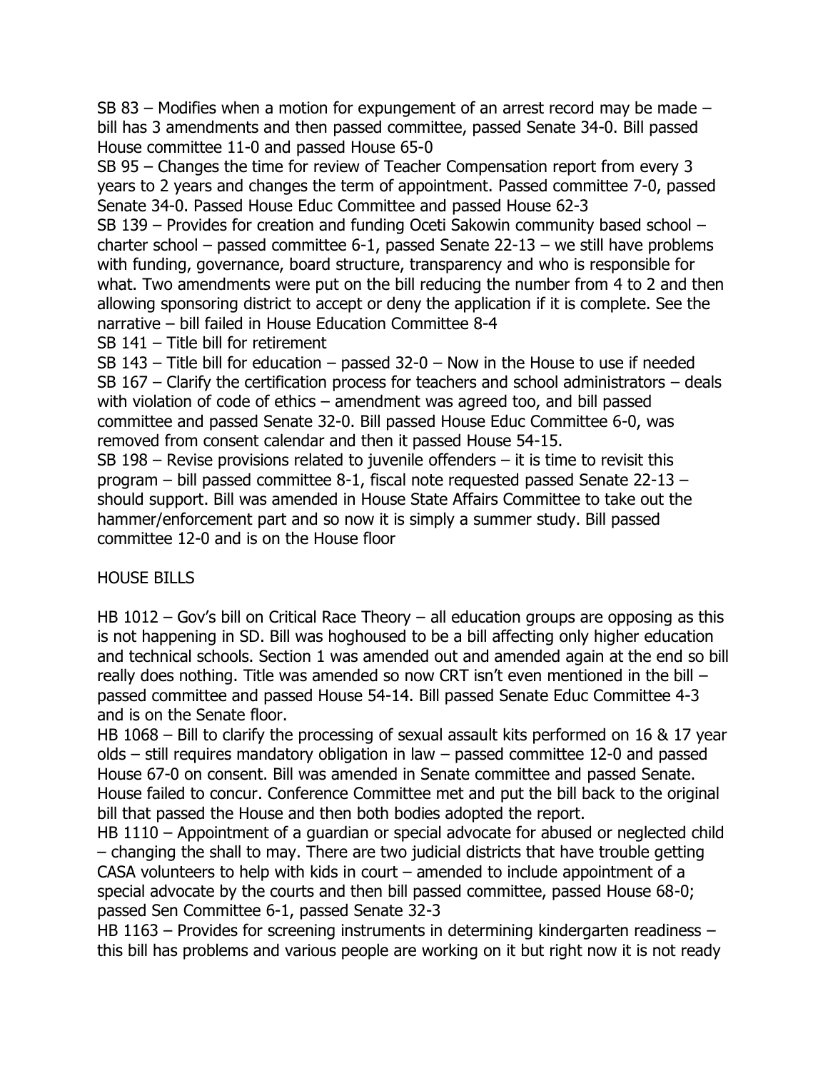SB 83 – Modifies when a motion for expungement of an arrest record may be made – bill has 3 amendments and then passed committee, passed Senate 34-0. Bill passed House committee 11-0 and passed House 65-0

SB 95 – Changes the time for review of Teacher Compensation report from every 3 years to 2 years and changes the term of appointment. Passed committee 7-0, passed Senate 34-0. Passed House Educ Committee and passed House 62-3

SB 139 – Provides for creation and funding Oceti Sakowin community based school – charter school – passed committee 6-1, passed Senate 22-13 – we still have problems with funding, governance, board structure, transparency and who is responsible for what. Two amendments were put on the bill reducing the number from 4 to 2 and then allowing sponsoring district to accept or deny the application if it is complete. See the narrative – bill failed in House Education Committee 8-4

SB 141 – Title bill for retirement

SB 143 – Title bill for education – passed 32-0 – Now in the House to use if needed

SB 167 – Clarify the certification process for teachers and school administrators – deals with violation of code of ethics – amendment was agreed too, and bill passed committee and passed Senate 32-0. Bill passed House Educ Committee 6-0, was removed from consent calendar and then it passed House 54-15.

SB 198 – Revise provisions related to juvenile offenders – it is time to revisit this program – bill passed committee 8-1, fiscal note requested passed Senate 22-13 – should support. Bill was amended in House State Affairs Committee to take out the hammer/enforcement part and so now it is simply a summer study. Bill passed committee 12-0 and is on the House floor

HOUSE BILLS

HB 1012 – Gov's bill on Critical Race Theory – all education groups are opposing as this is not happening in SD. Bill was hoghoused to be a bill affecting only higher education and technical schools. Section 1 was amended out and amended again at the end so bill really does nothing. Title was amended so now CRT isn't even mentioned in the bill – passed committee and passed House 54-14. Bill passed Senate Educ Committee 4-3 and is on the Senate floor.

HB 1068 – Bill to clarify the processing of sexual assault kits performed on 16 & 17 year olds – still requires mandatory obligation in law – passed committee 12-0 and passed House 67-0 on consent. Bill was amended in Senate committee and passed Senate. House failed to concur. Conference Committee met and put the bill back to the original bill that passed the House and then both bodies adopted the report.

HB 1110 – Appointment of a guardian or special advocate for abused or neglected child – changing the shall to may. There are two judicial districts that have trouble getting CASA volunteers to help with kids in court – amended to include appointment of a special advocate by the courts and then bill passed committee, passed House 68-0; passed Sen Committee 6-1, passed Senate 32-3

HB 1163 – Provides for screening instruments in determining kindergarten readiness – this bill has problems and various people are working on it but right now it is not ready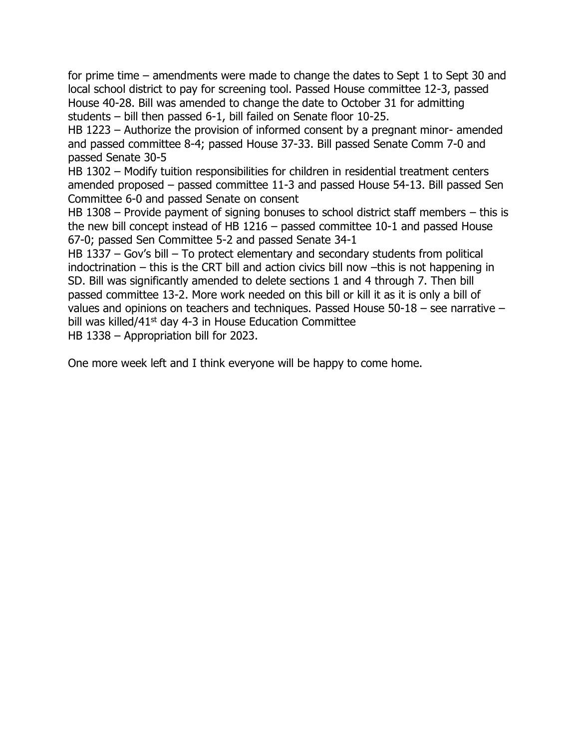for prime time – amendments were made to change the dates to Sept 1 to Sept 30 and local school district to pay for screening tool. Passed House committee 12-3, passed House 40-28. Bill was amended to change the date to October 31 for admitting students – bill then passed 6-1, bill failed on Senate floor 10-25.

HB 1223 – Authorize the provision of informed consent by a pregnant minor- amended and passed committee 8-4; passed House 37-33. Bill passed Senate Comm 7-0 and passed Senate 30-5

HB 1302 – Modify tuition responsibilities for children in residential treatment centers amended proposed – passed committee 11-3 and passed House 54-13. Bill passed Sen Committee 6-0 and passed Senate on consent

HB 1308 – Provide payment of signing bonuses to school district staff members – this is the new bill concept instead of HB 1216 – passed committee 10-1 and passed House 67-0; passed Sen Committee 5-2 and passed Senate 34-1

HB 1337 – Gov's bill – To protect elementary and secondary students from political indoctrination – this is the CRT bill and action civics bill now –this is not happening in SD. Bill was significantly amended to delete sections 1 and 4 through 7. Then bill passed committee 13-2. More work needed on this bill or kill it as it is only a bill of values and opinions on teachers and techniques. Passed House 50-18 – see narrative – bill was killed/41st day 4-3 in House Education Committee

HB 1338 – Appropriation bill for 2023.

One more week left and I think everyone will be happy to come home.